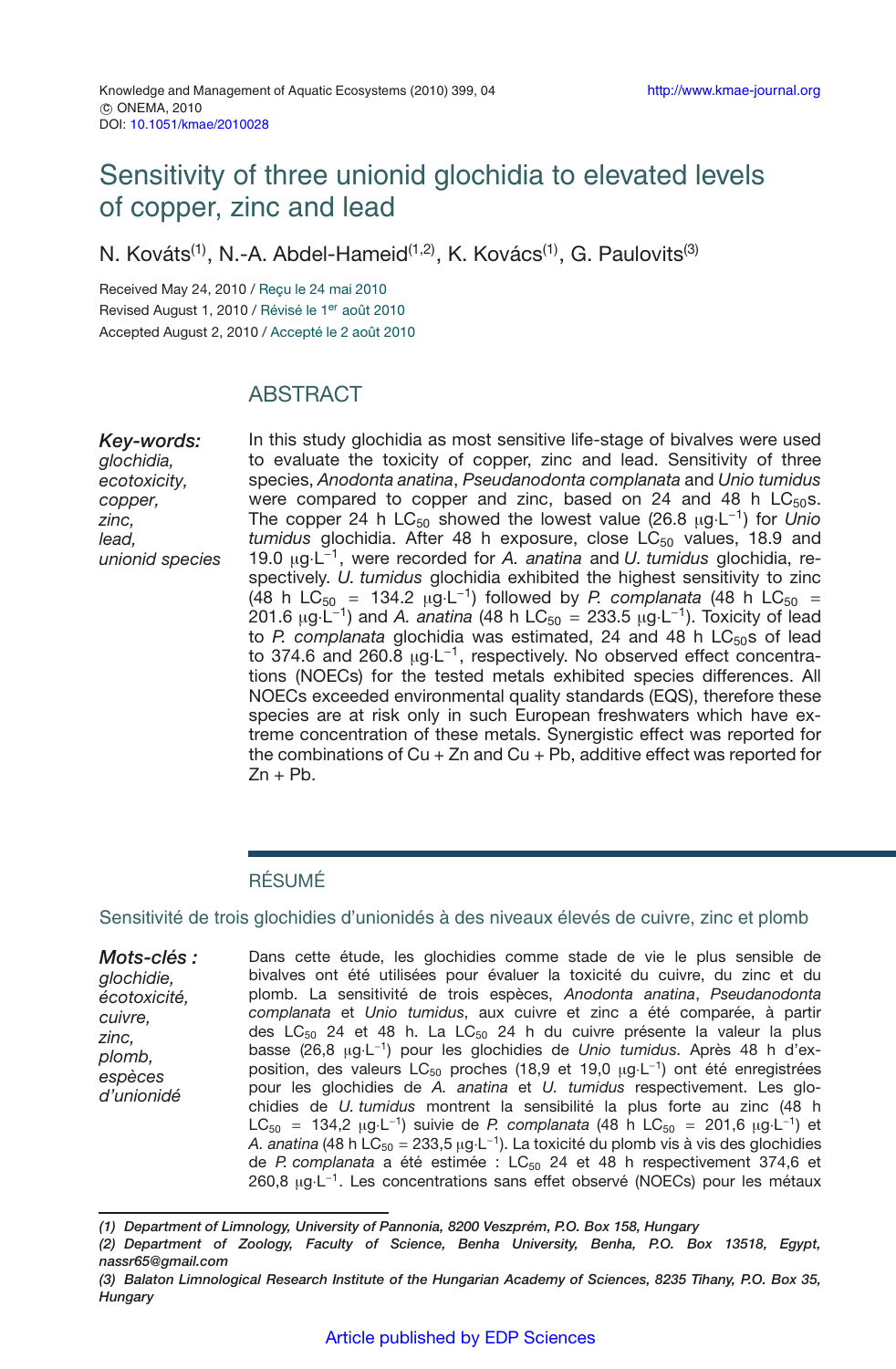# Sensitivity of three unionid glochidia to elevated levels of copper, zinc and lead

N. Kováts[1], N.-A. Abdel-Hameid[1,2], K. Kovács[1], G. Paulovits[3]

Received May 24, 2010 / Reçu le 24 mai 2010
Revised August 1, 2010 / Révisé le 1er août 2010
Accepted August 2, 2010 / Accepté le 2 août 2010

## ABSTRACT

***Key-words:*** *glochidia, ecotoxicity, copper, zinc, lead, unionid species*

In this study glochidia as most sensitive life-stage of bivalves were used to evaluate the toxicity of copper, zinc and lead. Sensitivity of three species, *Anodonta anatina*, *Pseudanodonta complanata* and *Unio tumidus* were compared to copper and zinc, based on 24 and 48 h $LC_{50}$s. The copper 24 h $LC_{50}$ showed the lowest value (26.8 $\mu g \cdot L^{-1}$) for *Unio tumidus* glochidia. After 48 h exposure, close $LC_{50}$ values, 18.9 and 19.0 $\mu g \cdot L^{-1}$, were recorded for *A. anatina* and *U. tumidus* glochidia, respectively. *U. tumidus* glochidia exhibited the highest sensitivity to zinc (48 h $LC_{50}$ = 134.2 $\mu g \cdot L^{-1}$) followed by *P. complanata* (48 h $LC_{50}$ = 201.6 $\mu g \cdot L^{-1}$) and *A. anatina* (48 h $LC_{50}$ = 233.5 $\mu g \cdot L^{-1}$). Toxicity of lead to *P. complanata* glochidia was estimated, 24 and 48 h $LC_{50}$s of lead to 374.6 and 260.8 $\mu g \cdot L^{-1}$, respectively. No observed effect concentrations (NOECs) for the tested metals exhibited species differences. All NOECs exceeded environmental quality standards (EQS), therefore these species are at risk only in such European freshwaters which have extreme concentration of these metals. Synergistic effect was reported for the combinations of Cu + Zn and Cu + Pb, additive effect was reported for Zn + Pb.

## RÉSUMÉ

### Sensitivité de trois glochidies d'unionidés à des niveaux élevés de cuivre, zinc et plomb

***Mots-clés :*** *glochidie, écotoxicité, cuivre, zinc, plomb, espèces d'unionidé*

Dans cette étude, les glochidies comme stade de vie le plus sensible de bivalves ont été utilisées pour évaluer la toxicité du cuivre, du zinc et du plomb. La sensitivité de trois espèces, *Anodonta anatina*, *Pseudanodonta complanata* et *Unio tumidus*, aux cuivre et zinc a été comparée, à partir des $LC_{50}$ 24 et 48 h. La $LC_{50}$ 24 h du cuivre présente la valeur la plus basse (26,8 $\mu g \cdot L^{-1}$) pour les glochidies de *Unio tumidus*. Après 48 h d'exposition, des valeurs $LC_{50}$ proches (18,9 et 19,0 $\mu g \cdot L^{-1}$) ont été enregistrées pour les glochidies de *A. anatina* et *U. tumidus* respectivement. Les glochidies de *U. tumidus* montrent la sensibilité la plus forte au zinc (48 h $LC_{50}$ = 134,2 $\mu g \cdot L^{-1}$) suivie de *P. complanata* (48 h $LC_{50}$ = 201,6 $\mu g \cdot L^{-1}$) et *A. anatina* (48 h $LC_{50}$ = 233,5 $\mu g \cdot L^{-1}$). La toxicité du plomb vis à vis des glochidies de *P. complanata* a été estimée : $LC_{50}$ 24 et 48 respectivement 374,6 et 260,8 $\mu g \cdot L^{-1}$. Les concentrations sans effet observé (NOECs) pour les métaux

---

*(1) Department of Limnology, University of Pannonia, 8200 Veszprém, P.O. Box 158, Hungary*
*(2) Department of Zoology, Faculty of Science, Benha University, Benha, P.O. Box 13518, Egypt, nassr65@gmail.com*
*(3) Balaton Limnological Research Institute of the Hungarian Academy of Sciences, 8235 Tihany, P.O. Box 35, Hungary*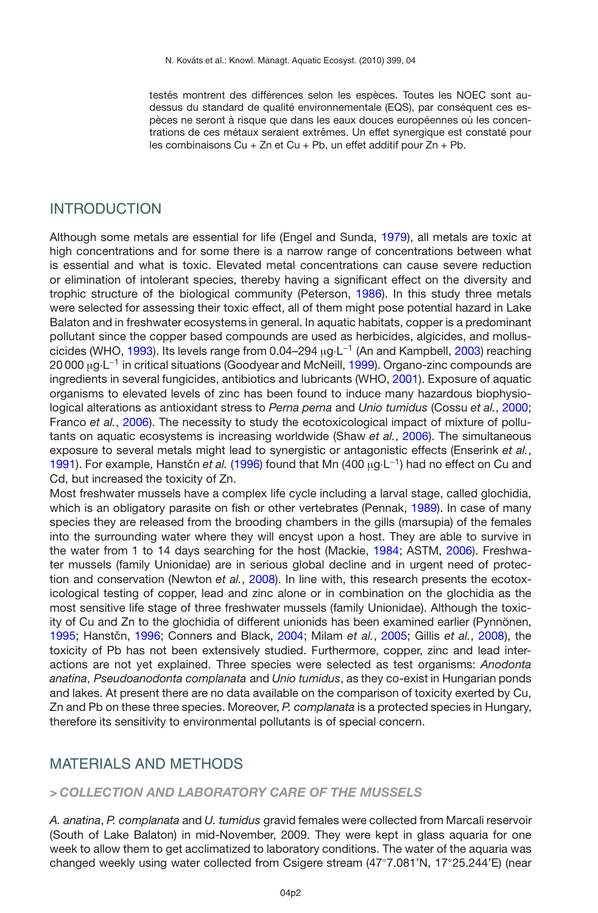testés montrent des différences selon les espèces. Toutes les NOEC sont au-dessus du standard de qualité environnementale (EQS), par conséquent ces espèces ne seront à risque que dans les eaux douces européennes où les concentrations de ces métaux seraient extrêmes. Un effet synergique est constaté pour les combinaisons Cu + Zn et Cu + Pb, un effet additif pour Zn + Pb.

## INTRODUCTION

Although some metals are essential for life (Engel and Sunda, 1979), all metals are toxic at high concentrations and for some there is a narrow range of concentrations between what is essential and what is toxic. Elevated metal concentrations can cause severe reduction or elimination of intolerant species, thereby having a significant effect on the diversity and trophic structure of the biological community (Peterson, 1986). In this study three metals were selected for assessing their toxic effect, all of them might pose potential hazard in Lake Balaton and in freshwater ecosystems in general. In aquatic habitats, copper is a predominant pollutant since the copper based compounds are used as herbicides, algicides, and molluscicides (WHO, 1993). Its levels range from 0.04–294 $\mu g \cdot L^{-1}$ (An and Kampbell, 2003) reaching 20 000 $\mu g \cdot L^{-1}$ in critical situations (Goodyear and McNeill, 1999). Organo-zinc compounds are ingredients in several fungicides, antibiotics and lubricants (WHO, 2001). Exposure of aquatic organisms to elevated levels of zinc has been found to induce many hazardous biophysiological alterations as antioxidant stress to *Perna perna* and *Unio tumidus* (Cossu *et al.*, 2000; Franco *et al.*, 2006). The necessity to study the ecotoxicological impact of mixture of pollutants on aquatic ecosystems is increasing worldwide (Shaw *et al.*, 2006). The simultaneous exposure to several metals might lead to synergistic or antagonistic effects (Enserink *et al.*, 1991). For example, Hanstčn *et al.* (1996) found that Mn (400 $\mu g \cdot L^{-1}$) had no effect on Cu and Cd, but increased the toxicity of Zn.

Most freshwater mussels have a complex life cycle including a larval stage, called glochidia, which is an obligatory parasite on fish or other vertebrates (Pennak, 1989). In case of many species they are released from the brooding chambers in the gills (marsupia) of the females into the surrounding water where they will encyst upon a host. They are able to survive in the water from 1 to 14 days searching for the host (Mackie, 1984; ASTM, 2006). Freshwater mussels (family Unionidae) are in serious global decline and in urgent need of protection and conservation (Newton *et al.*, 2008). In line with, this research presents the ecotoxicological testing of copper, lead and zinc alone or in combination on the glochidia as the most sensitive life stage of three freshwater mussels (family Unionidae). Although the toxicity of Cu and Zn to the glochidia of different unionids has been examined earlier (Pynnönen, 1995; Hanstčn, 1996; Conners and Black, 2004; Milam *et al.*, 2005; Gillis *et al.*, 2008), the toxicity of Pb has not been extensively studied. Furthermore, copper, zinc and lead interactions are not yet explained. Three species were selected as test organisms: *Anodonta anatina*, *Pseudoanodonta complanata* and *Unio tumidus*, as they co-exist in Hungarian ponds and lakes. At present there are no data available on the comparison of toxicity exerted by Cu, Zn and Pb on these three species. Moreover, *P. complanata* is a protected species in Hungary, therefore its sensitivity to environmental pollutants is of special concern.

## MATERIALS AND METHODS

### > *COLLECTION AND LABORATORY CARE OF THE MUSSELS*

*A. anatina*, *P. complanata* and *U. tumidus* gravid females were collected from Marcali reservoir (South of Lake Balaton) in mid-November, 2009. They were kept in glass aquaria for one week to allow them to get acclimatized to laboratory conditions. The water of the aquaria was changed weekly using water collected from Csigere stream (47°7.081'N, 17°25.244'E) (near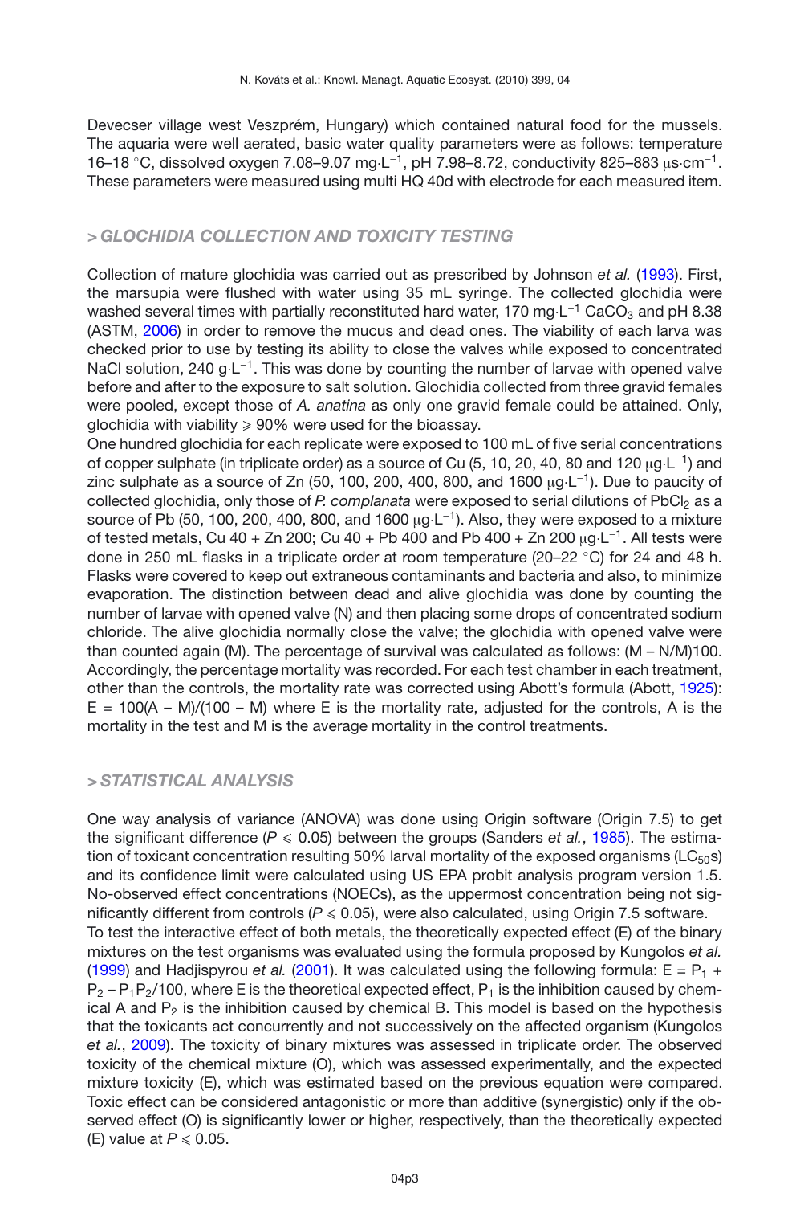Devecser village west Veszprém, Hungary) which contained natural food for the mussels. The aquaria were well aerated, basic water quality parameters were as follows: temperature 16–18 °C, dissolved oxygen 7.08–9.07 mg·L$^{-1}$, pH 7.98–8.72, conductivity 825–883 µs·cm$^{-1}$. These parameters were measured using multi HQ 40d with electrode for each measured item.

## > *GLOCHIDIA COLLECTION AND TOXICITY TESTING*

Collection of mature glochidia was carried out as prescribed by Johnson *et al.* (1993). First, the marsupia were flushed with water using 35 mL syringe. The collected glochidia were washed several times with partially reconstituted hard water, 170 mg·L$^{-1}$ $CaCO_3$ and pH 8.38 (ASTM, 2006) in order to remove the mucus and dead ones. The viability of each larva was checked prior to use by testing its ability to close the valves while exposed to concentrated NaCl solution, 240 g·L$^{-1}$. This was done by counting the number of larvae with opened valve before and after to the exposure to salt solution. Glochidia collected from three gravid females were pooled, except those of *A. anatina* as only one gravid female could be attained. Only, glochidia with viability ⩾ 90% were used for the bioassay.

One hundred glochidia for each replicate were exposed to 100 mL of five serial concentrations of copper sulphate (in triplicate order) as a source of Cu (5, 10, 20, 40, 80 and 120 µg·L$^{-1}$) and zinc sulphate as a source of Zn (50, 100, 200, 400, 800, and 1600 µg·L$^{-1}$). Due to paucity of collected glochidia, only those of *P. complanata* were exposed to serial dilutions of $PbCl_2$ as a source of Pb (50, 100, 200, 400, 800, and 1600 µg·L$^{-1}$). Also, they were exposed to a mixture of tested metals, Cu 40 + Zn 200; Cu 40 + Pb 400 and Pb 400 + Zn 200 µg·L$^{-1}$. All tests were done in 250 mL flasks in a triplicate order at room temperature (20–22 °C) for 24 and 48 h. Flasks were covered to keep out extraneous contaminants and bacteria and also, to minimize evaporation. The distinction between dead and alive glochidia was done by counting the number of larvae with opened valve (N) and then placing some drops of concentrated sodium chloride. The alive glochidia normally close the valve; the glochidia with opened valve were than counted again (M). The percentage of survival was calculated as follows: (M – N/M)100. Accordingly, the percentage mortality was recorded. For each test chamber in each treatment, other than the controls, the mortality rate was corrected using Abott's formula (Abott, 1925): $E = 100(A - M)/(100 - M)$ where E is the mortality rate, adjusted for the controls, A is the mortality in the test and M is the average mortality in the control treatments.

## > *STATISTICAL ANALYSIS*

One way analysis of variance (ANOVA) was done using Origin software (Origin 7.5) to get the significant difference ($P \leqslant 0.05$) between the groups (Sanders *et al.*, 1985). The estimation of toxicant concentration resulting 50% larval mortality of the exposed organisms ($LC_{50}$s) and its confidence limit were calculated using US EPA probit analysis program version 1.5. No-observed effect concentrations (NOECs), as the uppermost concentration being not significantly different from controls ($P \leqslant 0.05$), were also calculated, using Origin 7.5 software.

To test the interactive effect of both metals, the theoretically expected effect (E) of the binary mixtures on the test organisms was evaluated using the formula proposed by Kungolos *et al.* (1999) and Hadjispyrou *et al.* (2001). It was calculated using the following formula: $E = P_1 + P_2 - P_1P_2/100$, where E is the theoretical expected effect, $P_1$ is the inhibition caused by chemical A and $P_2$ is the inhibition caused by chemical B. This model is based on the hypothesis that the toxicants act concurrently and not successively on the affected organism (Kungolos *et al.*, 2009). The toxicity of binary mixtures was assessed in triplicate order. The observed toxicity of the chemical mixture (O), which was assessed experimentally, and the expected mixture toxicity (E), which was estimated based on the previous equation were compared. Toxic effect can be considered antagonistic or more than additive (synergistic) only if the observed effect (O) is significantly lower or higher, respectively, than the theoretically expected (E) value at $P \leqslant 0.05$.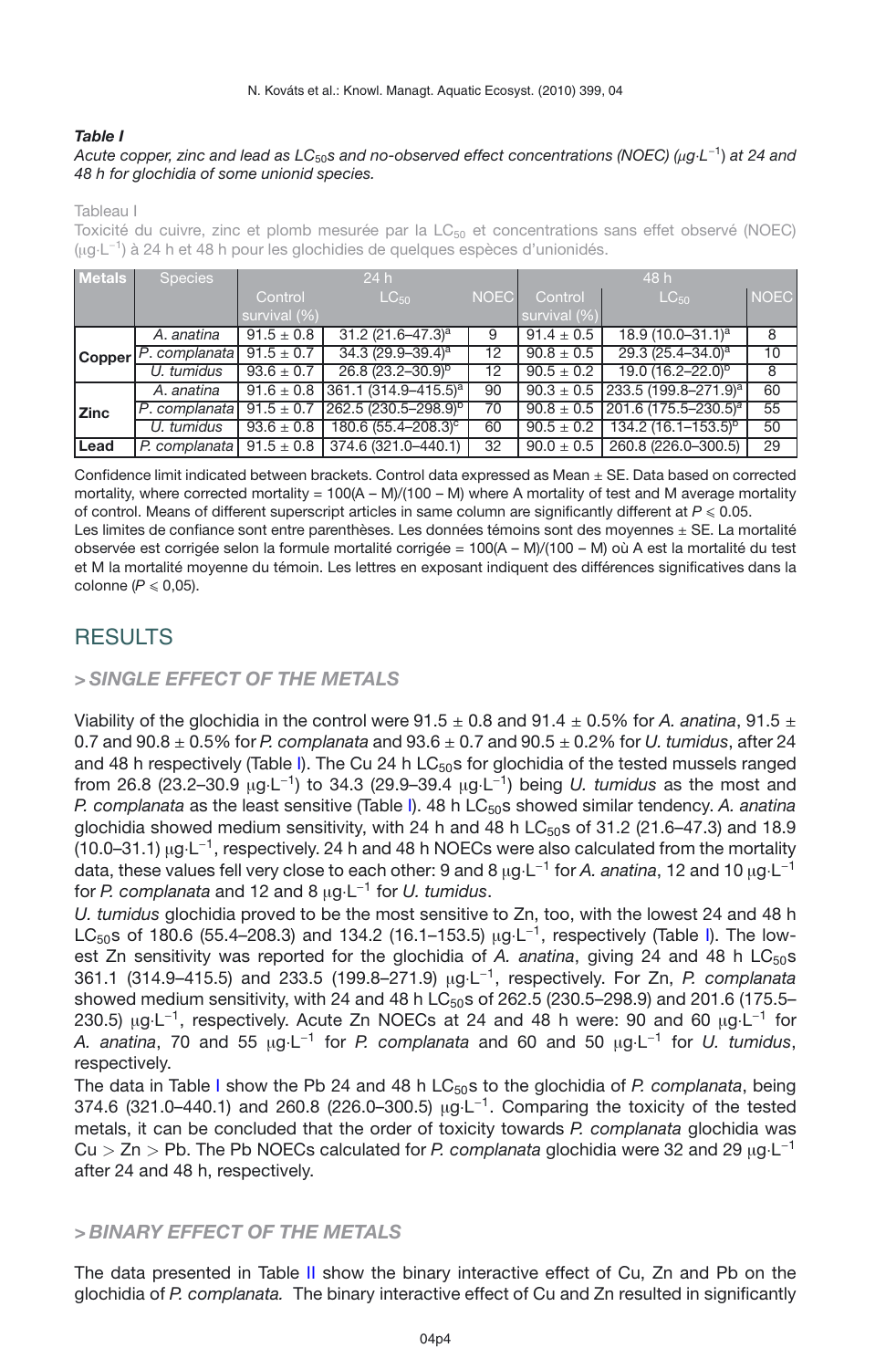***Table I***

*Acute copper, zinc and lead as $LC_{50}$s and no-observed effect concentrations (NOEC) ($\mu g \cdot L^{-1}$) at 24 and 48 h for glochidia of some unionid species.*

Tableau I

Toxicité du cuivre, zinc et plomb mesurée par la $LC_{50}$ et concentrations sans effet observé (NOEC) ($\mu g \cdot L^{-1}$) à 24 h et 48 h pour les glochidies de quelques espèces d'unionidés.

| Metals | Species | 24 h | | | 48 h | | |
|---|---|---|---|---|---|---|---|
| | | Control survival (%) | $LC_{50}$ | NOEC | Control survival (%) | $LC_{50}$ | NOEC |
| Copper | *A. anatina* | 91.5 ± 0.8 | 31.2 (21.6–47.3)[a] | 9 | 91.4 ± 0.5 | 18.9 (10.0–31.1)[a] | 8 |
| | *P. complanata* | 91.5 ± 0.7 | 34.3 (29.9–39.4)[a] | 12 | 90.8 ± 0.5 | 29.3 (25.4–34.0)[a] | 10 |
| | *U. tumidus* | 93.6 ± 0.7 | 26.8 (23.2–30.9)[b] | 12 | 90.5 ± 0.2 | 19.0 (16.2–22.0)[b] | 8 |
| Zinc | *A. anatina* | 91.6 ± 0.8 | 361.1 (314.9–415.5)[a] | 90 | 90.3 ± 0.5 | 233.5 (199.8–271.9)[a] | 60 |
| | *P. complanata* | 91.5 ± 0.7 | 262.5 (230.5–298.9)[b] | 70 | 90.8 ± 0.5 | 201.6 (175.5–230.5)[a] | 55 |
| | *U. tumidus* | 93.6 ± 0.8 | 180.6 (55.4–208.3)[c] | 60 | 90.5 ± 0.2 | 134.2 (16.1–153.5)[b] | 50 |
| Lead | *P. complanata* | 91.5 ± 0.8 | 374.6 (321.0–440.1) | 32 | 90.0 ± 0.5 | 260.8 (226.0–300.5) | 29 |

Confidence limit indicated between brackets. Control data expressed as Mean ± SE. Data based on corrected mortality, where corrected mortality = 100(A – M)/(100 – M) where A mortality of test and M average mortality of control. Means of different superscript articles in same column are significantly different at $P \leqslant 0.05$.
Les limites de confiance sont entre parenthèses. Les données témoins sont des moyennes ± SE. La mortalité observée est corrigée selon la formule mortalité corrigée = 100(A – M)/(100 – M) où A est la mortalité du test et M la mortalité moyenne du témoin. Les lettres en exposant indiquent des différences significatives dans la colonne ($P \leqslant 0{,}05$).

# RESULTS

## > *SINGLE EFFECT OF THE METALS*

Viability of the glochidia in the control were 91.5 ± 0.8 and 91.4 ± 0.5% for *A. anatina*, 91.5 ± 0.7 and 90.8 ± 0.5% for *P. complanata* and 93.6 ± 0.7 and 90.5 ± 0.2% for *U. tumidus*, after 24 and 48 h respectively (Table I). The Cu 24 h $LC_{50}$s for glochidia of the tested mussels ranged from 26.8 (23.2–30.9 $\mu g \cdot L^{-1}$) to 34.3 (29.9–39.4 $\mu g \cdot L^{-1}$) being *U. tumidus* as the most and *P. complanata* as the least sensitive (Table I). 48 h $LC_{50}$s showed similar tendency. *A. anatina* glochidia showed medium sensitivity, with 24 h and 48 h $LC_{50}$s of 31.2 (21.6–47.3) and 18.9 (10.0–31.1) $\mu g \cdot L^{-1}$, respectively. 24 h and 48 h NOECs were also calculated from the mortality data, these values fell very close to each other: 9 and 8 $\mu g \cdot L^{-1}$ for *A. anatina*, 12 and 10 $\mu g \cdot L^{-1}$ for *P. complanata* and 12 and 8 $\mu g \cdot L^{-1}$ for *U. tumidus*.

*U. tumidus* glochidia proved to be the most sensitive to Zn, too, with the lowest 24 and 48 h $LC_{50}$s of 180.6 (55.4–208.3) and 134.2 (16.1–153.5) $\mu g \cdot L^{-1}$, respectively (Table I). The lowest Zn sensitivity was reported for the glochidia of *A. anatina*, giving 24 and 48 h $LC_{50}$s 361.1 (314.9–415.5) and 233.5 (199.8–271.9) $\mu g \cdot L^{-1}$, respectively. For Zn, *P. complanata* showed medium sensitivity, with 24 and 48 h $LC_{50}$s of 262.5 (230.5–298.9) and 201.6 (175.5–230.5) $\mu g \cdot L^{-1}$, respectively. Acute Zn NOECs at 24 and 48 h were: 90 and 60 $\mu g \cdot L^{-1}$ for *A. anatina*, 70 and 55 $\mu g \cdot L^{-1}$ for *P. complanata* and 60 and 50 $\mu g \cdot L^{-1}$ for *U. tumidus*, respectively.

The data in Table I show the Pb 24 and 48 h $LC_{50}$s to the glochidia of *P. complanata*, being 374.6 (321.0–440.1) and 260.8 (226.0–300.5) $\mu g \cdot L^{-1}$. Comparing the toxicity of the tested metals, it can be concluded that the order of toxicity towards *P. complanata* glochidia was Cu > Zn > Pb. The Pb NOECs calculated for *P. complanata* glochidia were 32 and 29 $\mu g \cdot L^{-1}$ after 24 and 48 h, respectively.

## > *BINARY EFFECT OF THE METALS*

The data presented in Table II show the binary interactive effect of Cu, Zn and Pb on the glochidia of *P. complanata.* The binary interactive effect of Cu and Zn resulted in significantly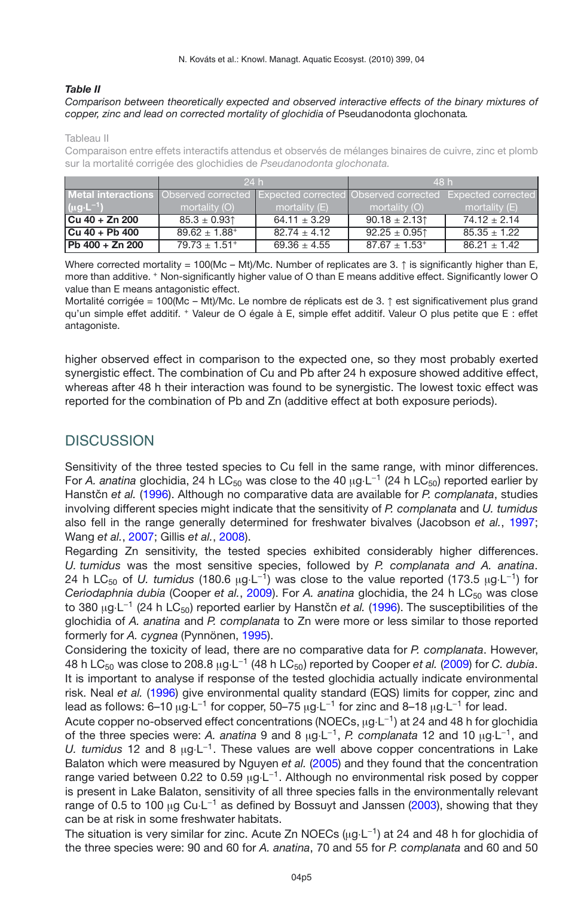***Table II***

*Comparison between theoretically expected and observed interactive effects of the binary mixtures of copper, zinc and lead on corrected mortality of glochidia of* Pseudanodonta glochonata*.*

Tableau II

Comparaison entre effets interactifs attendus et observés de mélanges binaires de cuivre, zinc et plomb sur la mortalité corrigée des glochidies de *Pseudanodonta glochonata*.

| | 24 h | | 48 h | |
|---|---|---|---|---|
| **Metal interactions ($\mu g \cdot L^{-1}$)** | Observed corrected mortality (O) | Expected corrected mortality (E) | Observed corrected mortality (O) | Expected corrected mortality (E) |
| **Cu 40 + Zn 200** | 85.3 ± 0.93↑ | 64.11 ± 3.29 | 90.18 ± 2.13↑ | 74.12 ± 2.14 |
| **Cu 40 + Pb 400** | 89.62 ± 1.88⁺ | 82.74 ± 4.12 | 92.25 ± 0.95↑ | 85.35 ± 1.22 |
| **Pb 400 + Zn 200** | 79.73 ± 1.51⁺ | 69.36 ± 4.55 | 87.67 ± 1.53⁺ | 86.21 ± 1.42 |

Where corrected mortality = 100(Mc – Mt)/Mc. Number of replicates are 3. ↑ is significantly higher than E, more than additive. ⁺ Non-significantly higher value of O than E means additive effect. Significantly lower O value than E means antagonistic effect.

Mortalité corrigée = 100(Mc – Mt)/Mc. Le nombre de réplicats est de 3. ↑ est significativement plus grand qu'un simple effet additif. ⁺ Valeur de O égale à E, simple effet additif. Valeur O plus petite que E : effet antagoniste.

higher observed effect in comparison to the expected one, so they most probably exerted synergistic effect. The combination of Cu and Pb after 24 h exposure showed additive effect, whereas after 48 h their interaction was found to be synergistic. The lowest toxic effect was reported for the combination of Pb and Zn (additive effect at both exposure periods).

## DISCUSSION

Sensitivity of the three tested species to Cu fell in the same range, with minor differences. For *A. anatina* glochidia, 24 h $LC_{50}$ was close to the 40 $\mu g \cdot L^{-1}$ (24 h $LC_{50}$) reported earlier by Hanstčn *et al.* (1996). Although no comparative data are available for *P. complanata*, studies involving different species might indicate that the sensitivity of *P. complanata* and *U. tumidus* also fell in the range generally determined for freshwater bivalves (Jacobson *et al.*, 1997; Wang *et al.*, 2007; Gillis *et al.*, 2008).

Regarding Zn sensitivity, the tested species exhibited considerably higher differences. *U. tumidus* was the most sensitive species, followed by *P. complanata and A. anatina*. 24 h $LC_{50}$ of *U. tumidus* (180.6 $\mu g \cdot L^{-1}$) was close to the value reported (173.5 $\mu g \cdot L^{-1}$) for *Ceriodaphnia dubia* (Cooper *et al.*, 2009). For *A. anatina* glochidia, the 24 h $LC_{50}$ was close to 380 $\mu g \cdot L^{-1}$ (24 h $LC_{50}$) reported earlier by Hanstčn *et al.* (1996). The susceptibilities of the glochidia of *A. anatina* and *P. complanata* to Zn were more or less similar to those reported formerly for *A. cygnea* (Pynnönen, 1995).

Considering the toxicity of lead, there are no comparative data for *P. complanata*. However, 48 h $LC_{50}$ was close to 208.8 $\mu g \cdot L^{-1}$ (48 h $LC_{50}$) reported by Cooper *et al.* (2009) for *C. dubia*. It is important to analyse if response of the tested glochidia actually indicate environmental risk. Neal *et al.* (1996) give environmental quality standard (EQS) limits for copper, zinc and lead as follows: 6–10 $\mu g \cdot L^{-1}$ for copper, 50–75 $\mu g \cdot L^{-1}$ for zinc and 8–18 $\mu g \cdot L^{-1}$ for lead.

Acute copper no-observed effect concentrations (NOECs, $\mu g \cdot L^{-1}$) at 24 and 48 h for glochidia of the three species were: *A. anatina* 9 and 8 $\mu g \cdot L^{-1}$, *P. complanata* 12 and 10 $\mu g \cdot L^{-1}$, and *U. tumidus* 12 and 8 $\mu g \cdot L^{-1}$. These values are well above copper concentrations in Lake Balaton which were measured by Nguyen *et al.* (2005) and they found that the concentration range varied between 0.22 to 0.59 $\mu g \cdot L^{-1}$. Although no environmental risk posed by copper is present in Lake Balaton, sensitivity of all three species falls in the environmentally relevant range of 0.5 to 100 $\mu g$ $Cu \cdot L^{-1}$ as defined by Bossuyt and Janssen (2003), showing that they can be at risk in some freshwater habitats.

The situation is very similar for zinc. Acute Zn NOECs ($\mu g \cdot L^{-1}$) at 24 and 48 h for glochidia of the three species were: 90 and 60 for *A. anatina*, 70 and 55 for *P. complanata* and 60 and 50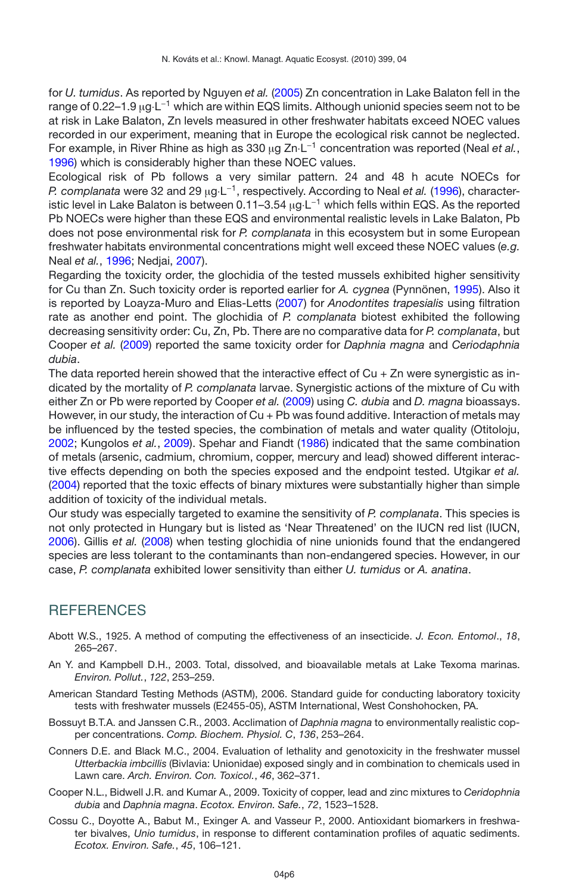for *U. tumidus*. As reported by Nguyen *et al.* (2005) Zn concentration in Lake Balaton fell in the range of 0.22–1.9 $\mu g \cdot L^{-1}$ which are within EQS limits. Although unionid species seem not to be at risk in Lake Balaton, Zn levels measured in other freshwater habitats exceed NOEC values recorded in our experiment, meaning that in Europe the ecological risk cannot be neglected. For example, in River Rhine as high as 330 $\mu g$ Zn$\cdot L^{-1}$ concentration was reported (Neal *et al.*, 1996) which is considerably higher than these NOEC values.

Ecological risk of Pb follows a very similar pattern. 24 and 48 h acute NOECs for *P. complanata* were 32 and 29 $\mu g \cdot L^{-1}$, respectively. According to Neal *et al.* (1996), characteristic level in Lake Balaton is between 0.11–3.54 $\mu g \cdot L^{-1}$ which fells within EQS. As the reported Pb NOECs were higher than these EQS and environmental realistic levels in Lake Balaton, Pb does not pose environmental risk for *P. complanata* in this ecosystem but in some European freshwater habitats environmental concentrations might well exceed these NOEC values (*e.g.* Neal *et al.*, 1996; Nedjai, 2007).

Regarding the toxicity order, the glochidia of the tested mussels exhibited higher sensitivity for Cu than Zn. Such toxicity order is reported earlier for *A. cygnea* (Pynnönen, 1995). Also it is reported by Loayza-Muro and Elias-Letts (2007) for *Anodontites trapesialis* using filtration rate as another end point. The glochidia of *P. complanata* biotest exhibited the following decreasing sensitivity order: Cu, Zn, Pb. There are no comparative data for *P. complanata*, but Cooper *et al.* (2009) reported the same toxicity order for *Daphnia magna* and *Ceriodaphnia dubia*.

The data reported herein showed that the interactive effect of Cu + Zn were synergistic as indicated by the mortality of *P. complanata* larvae. Synergistic actions of the mixture of Cu with either Zn or Pb were reported by Cooper *et al.* (2009) using *C. dubia* and *D. magna* bioassays. However, in our study, the interaction of Cu + Pb was found additive. Interaction of metals may be influenced by the tested species, the combination of metals and water quality (Otitoloju, 2002; Kungolos *et al.*, 2009). Spehar and Fiandt (1986) indicated that the same combination of metals (arsenic, cadmium, chromium, copper, mercury and lead) showed different interactive effects depending on both the species exposed and the endpoint tested. Utgikar *et al.* (2004) reported that the toxic effects of binary mixtures were substantially higher than simple addition of toxicity of the individual metals.

Our study was especially targeted to examine the sensitivity of *P. complanata*. This species is not only protected in Hungary but is listed as 'Near Threatened' on the IUCN red list (IUCN, 2006). Gillis *et al.* (2008) when testing glochidia of nine unionids found that the endangered species are less tolerant to the contaminants than non-endangered species. However, in our case, *P. complanata* exhibited lower sensitivity than either *U. tumidus* or *A. anatina*.

## REFERENCES

Abott W.S., 1925. A method of computing the effectiveness of an insecticide. *J. Econ. Entomol*., *18*, 265–267.

An Y. and Kampbell D.H., 2003. Total, dissolved, and bioavailable metals at Lake Texoma marinas. *Environ. Pollut.*, *122*, 253–259.

American Standard Testing Methods (ASTM), 2006. Standard guide for conducting laboratory toxicity tests with freshwater mussels (E2455-05), ASTM International, West Conshohocken, PA.

Bossuyt B.T.A. and Janssen C.R., 2003. Acclimation of *Daphnia magna* to environmentally realistic copper concentrations. *Comp. Biochem. Physiol. C*, *136*, 253–264.

Conners D.E. and Black M.C., 2004. Evaluation of lethality and genotoxicity in the freshwater mussel *Utterbackia imbcillis* (Bivlavia: Unionidae) exposed singly and in combination to chemicals used in Lawn care. *Arch. Environ. Con. Toxicol.*, *46*, 362–371.

Cooper N.L., Bidwell J.R. and Kumar A., 2009. Toxicity of copper, lead and zinc mixtures to *Ceridophnia dubia* and *Daphnia magna*. *Ecotox. Environ. Safe.*, *72*, 1523–1528.

Cossu C., Doyotte A., Babut M., Exinger A. and Vasseur P., 2000. Antioxidant biomarkers in freshwater bivalves, *Unio tumidus*, in response to different contamination profiles of aquatic sediments. *Ecotox. Environ. Safe.*, *45*, 106–121.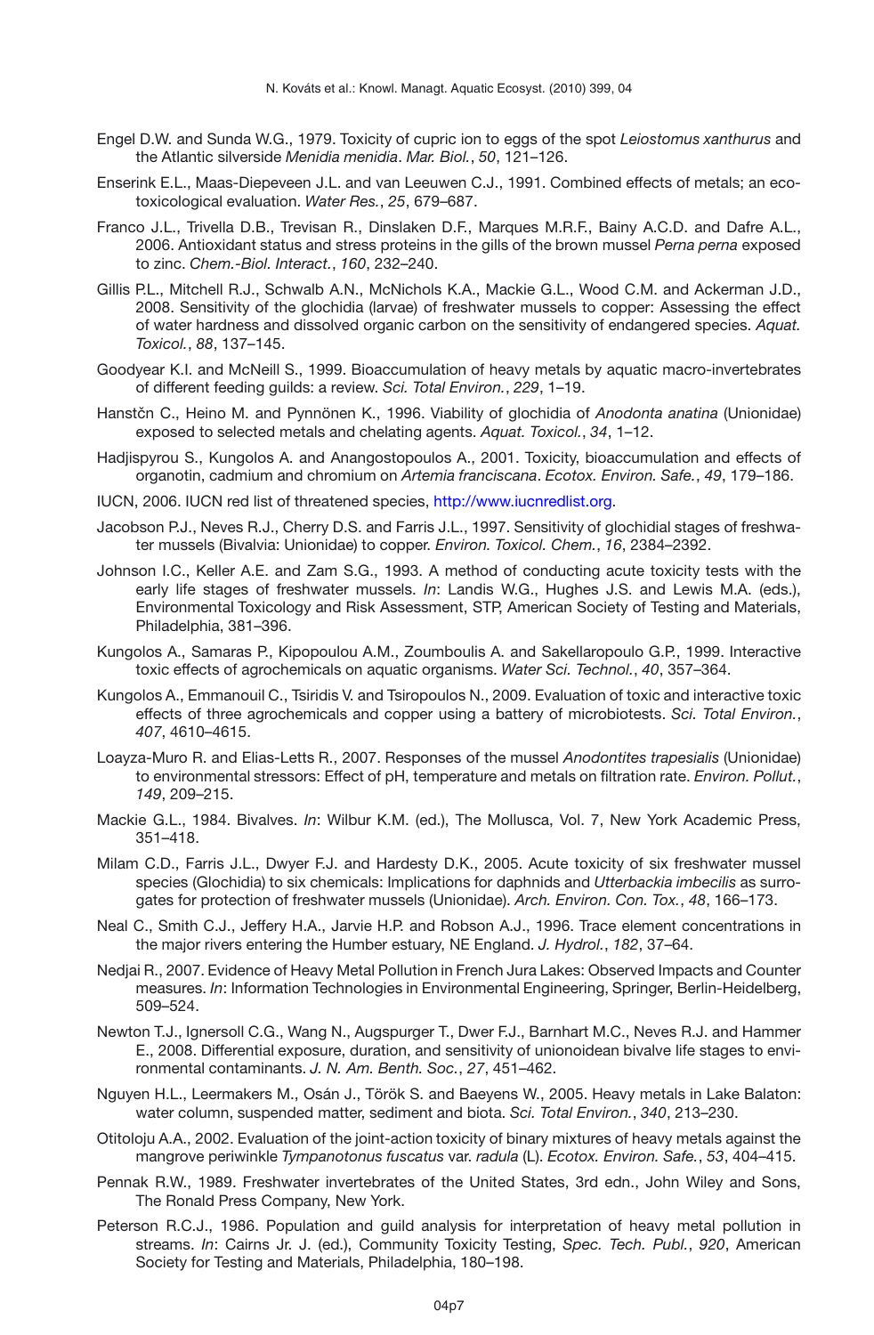Engel D.W. and Sunda W.G., 1979. Toxicity of cupric ion to eggs of the spot *Leiostomus xanthurus* and the Atlantic silverside *Menidia menidia*. *Mar. Biol.*, *50*, 121–126.

Enserink E.L., Maas-Diepeveen J.L. and van Leeuwen C.J., 1991. Combined effects of metals; an eco-toxicological evaluation. *Water Res.*, *25*, 679–687.

Franco J.L., Trivella D.B., Trevisan R., Dinslaken D.F., Marques M.R.F., Bainy A.C.D. and Dafre A.L., 2006. Antioxidant status and stress proteins in the gills of the brown mussel *Perna perna* exposed to zinc. *Chem.-Biol. Interact.*, *160*, 232–240.

Gillis P.L., Mitchell R.J., Schwalb A.N., McNichols K.A., Mackie G.L., Wood C.M. and Ackerman J.D., 2008. Sensitivity of the glochidia (larvae) of freshwater mussels to copper: Assessing the effect of water hardness and dissolved organic carbon on the sensitivity of endangered species. *Aquat. Toxicol.*, *88*, 137–145.

Goodyear K.I. and McNeill S., 1999. Bioaccumulation of heavy metals by aquatic macro-invertebrates of different feeding guilds: a review. *Sci. Total Environ.*, *229*, 1–19.

Hanstčn C., Heino M. and Pynnönen K., 1996. Viability of glochidia of *Anodonta anatina* (Unionidae) exposed to selected metals and chelating agents. *Aquat. Toxicol.*, *34*, 1–12.

Hadjispyrou S., Kungolos A. and Anangostopoulos A., 2001. Toxicity, bioaccumulation and effects of organotin, cadmium and chromium on *Artemia franciscana*. *Ecotox. Environ. Safe.*, *49*, 179–186.

IUCN, 2006. IUCN red list of threatened species, http://www.iucnredlist.org.

Jacobson P.J., Neves R.J., Cherry D.S. and Farris J.L., 1997. Sensitivity of glochidial stages of freshwater mussels (Bivalvia: Unionidae) to copper. *Environ. Toxicol. Chem.*, *16*, 2384–2392.

Johnson I.C., Keller A.E. and Zam S.G., 1993. A method of conducting acute toxicity tests with the early life stages of freshwater mussels. *In*: Landis W.G., Hughes J.S. and Lewis M.A. (eds.), Environmental Toxicology and Risk Assessment, STP, American Society of Testing and Materials, Philadelphia, 381–396.

Kungolos A., Samaras P., Kipopoulou A.M., Zoumboulis A. and Sakellaropoulo G.P., 1999. Interactive toxic effects of agrochemicals on aquatic organisms. *Water Sci. Technol.*, *40*, 357–364.

Kungolos A., Emmanouil C., Tsiridis V. and Tsiropoulos N., 2009. Evaluation of toxic and interactive toxic effects of three agrochemicals and copper using a battery of microbiotests. *Sci. Total Environ.*, *407*, 4610–4615.

Loayza-Muro R. and Elias-Letts R., 2007. Responses of the mussel *Anodontites trapesialis* (Unionidae) to environmental stressors: Effect of pH, temperature and metals on filtration rate. *Environ. Pollut.*, *149*, 209–215.

Mackie G.L., 1984. Bivalves. *In*: Wilbur K.M. (ed.), The Mollusca, Vol. 7, New York Academic Press, 351–418.

Milam C.D., Farris J.L., Dwyer F.J. and Hardesty D.K., 2005. Acute toxicity of six freshwater mussel species (Glochidia) to six chemicals: Implications for daphnids and *Utterbackia imbecilis* as surrogates for protection of freshwater mussels (Unionidae). *Arch. Environ. Con. Tox.*, *48*, 166–173.

Neal C., Smith C.J., Jeffery H.A., Jarvie H.P. and Robson A.J., 1996. Trace element concentrations in the major rivers entering the Humber estuary, NE England. *J. Hydrol.*, *182*, 37–64.

Nedjai R., 2007. Evidence of Heavy Metal Pollution in French Jura Lakes: Observed Impacts and Counter measures. *In*: Information Technologies in Environmental Engineering, Springer, Berlin-Heidelberg, 509–524.

Newton T.J., Ignersoll C.G., Wang N., Augspurger T., Dwer F.J., Barnhart M.C., Neves R.J. and Hammer E., 2008. Differential exposure, duration, and sensitivity of unionoidean bivalve life stages to environmental contaminants. *J. N. Am. Benth. Soc.*, *27*, 451–462.

Nguyen H.L., Leermakers M., Osán J., Török S. and Baeyens W., 2005. Heavy metals in Lake Balaton: water column, suspended matter, sediment and biota. *Sci. Total Environ.*, *340*, 213–230.

Otitoloju A.A., 2002. Evaluation of the joint-action toxicity of binary mixtures of heavy metals against the mangrove periwinkle *Tympanotonus fuscatus* var. *radula* (L). *Ecotox. Environ. Safe.*, *53*, 404–415.

Pennak R.W., 1989. Freshwater invertebrates of the United States, 3rd edn., John Wiley and Sons, The Ronald Press Company, New York.

Peterson R.C.J., 1986. Population and guild analysis for interpretation of heavy metal pollution in streams. *In*: Cairns Jr. J. (ed.), Community Toxicity Testing, *Spec. Tech. Publ.*, *920*, American Society for Testing and Materials, Philadelphia, 180–198.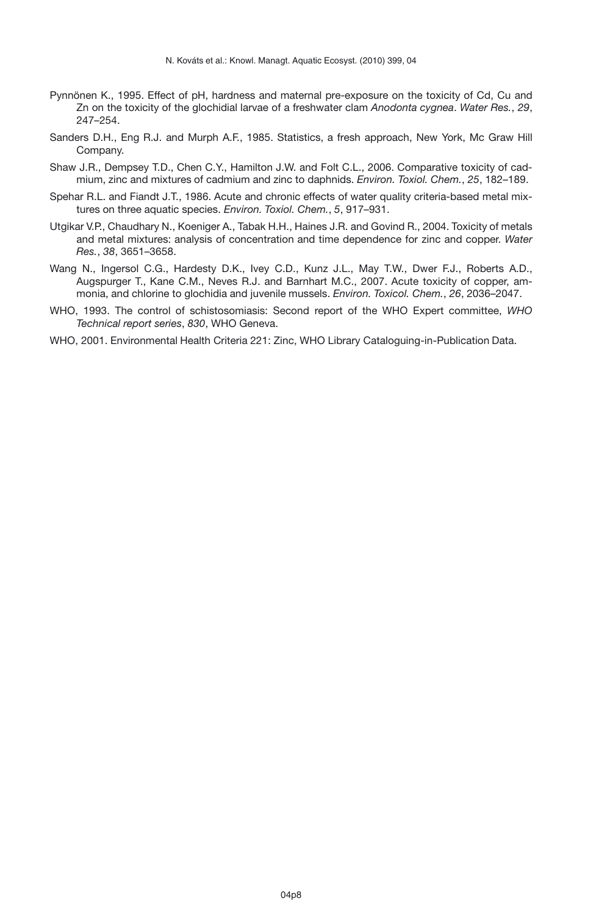Pynnönen K., 1995. Effect of pH, hardness and maternal pre-exposure on the toxicity of Cd, Cu and Zn on the toxicity of the glochidial larvae of a freshwater clam *Anodonta cygnea*. *Water Res.*, *29*, 247–254.

Sanders D.H., Eng R.J. and Murph A.F., 1985. Statistics, a fresh approach, New York, Mc Graw Hill Company.

Shaw J.R., Dempsey T.D., Chen C.Y., Hamilton J.W. and Folt C.L., 2006. Comparative toxicity of cadmium, zinc and mixtures of cadmium and zinc to daphnids. *Environ. Toxiol. Chem.*, *25*, 182–189.

Spehar R.L. and Fiandt J.T., 1986. Acute and chronic effects of water quality criteria-based metal mixtures on three aquatic species. *Environ. Toxiol. Chem.*, *5*, 917–931.

Utgikar V.P., Chaudhary N., Koeniger A., Tabak H.H., Haines J.R. and Govind R., 2004. Toxicity of metals and metal mixtures: analysis of concentration and time dependence for zinc and copper. *Water Res.*, *38*, 3651–3658.

Wang N., Ingersol C.G., Hardesty D.K., Ivey C.D., Kunz J.L., May T.W., Dwer F.J., Roberts A.D., Augspurger T., Kane C.M., Neves R.J. and Barnhart M.C., 2007. Acute toxicity of copper, ammonia, and chlorine to glochidia and juvenile mussels. *Environ. Toxicol. Chem.*, *26*, 2036–2047.

WHO, 1993. The control of schistosomiasis: Second report of the WHO Expert committee, *WHO Technical report series*, *830*, WHO Geneva.

WHO, 2001. Environmental Health Criteria 221: Zinc, WHO Library Cataloguing-in-Publication Data.